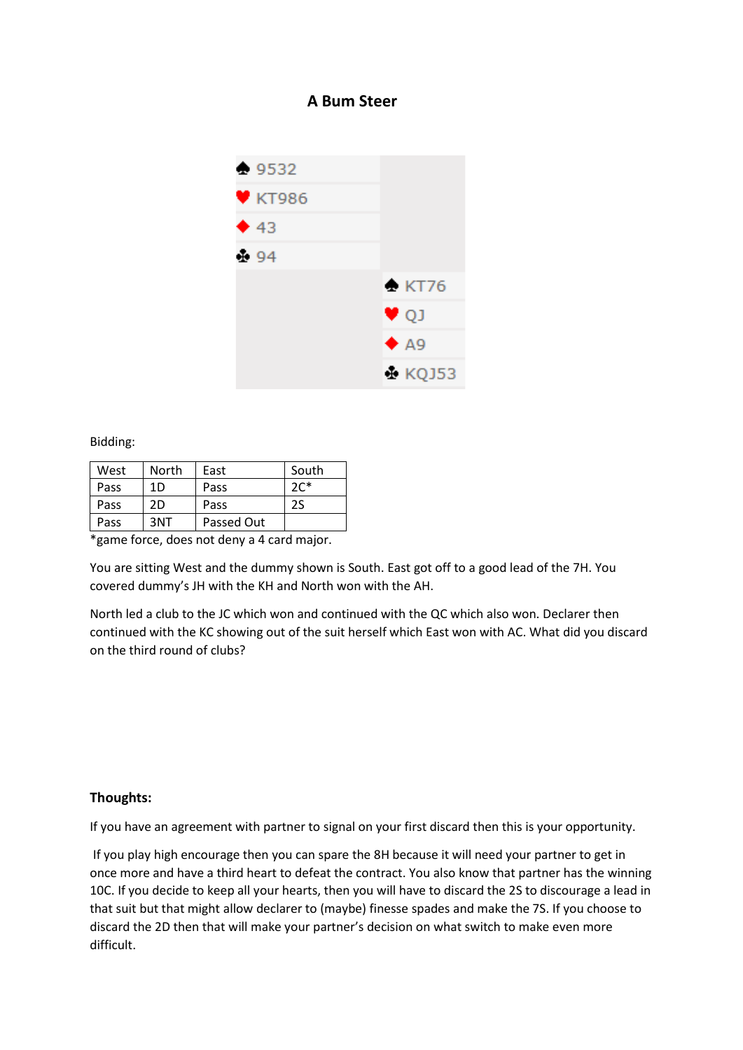# A Bum Steer

| | |
|---|---|
| ♠ 9532 | |
| ♥ KT986 | |
| ♦ 43 | |
| ♣ 94 | |
| | ♠ KT76 |
| | ♥ QJ |
| | ♦ A9 |
| | ♣ KQJ53 |

Bidding:

| West | North | East | South |
|---|---|---|---|
| Pass | 1D | Pass | 2C* |
| Pass | 2D | Pass | 2S |
| Pass | 3NT | Passed Out | |

*game force, does not deny a 4 card major.

You are sitting West and the dummy shown is South. East got off to a good lead of the 7H. You covered dummy's JH with the KH and North won with the AH.

North led a club to the JC which won and continued with the QC which also won. Declarer then continued with the KC showing out of the suit herself which East won with AC. What did you discard on the third round of clubs?

**Thoughts:**

If you have an agreement with partner to signal on your first discard then this is your opportunity.

If you play high encourage then you can spare the 8H because it will need your partner to get in once more and have a third heart to defeat the contract. You also know that partner has the winning 10C. If you decide to keep all your hearts, then you will have to discard the 2S to discourage a lead in that suit but that might allow declarer to (maybe) finesse spades and make the 7S. If you choose to discard the 2D then that will make your partner's decision on what switch to make even more difficult.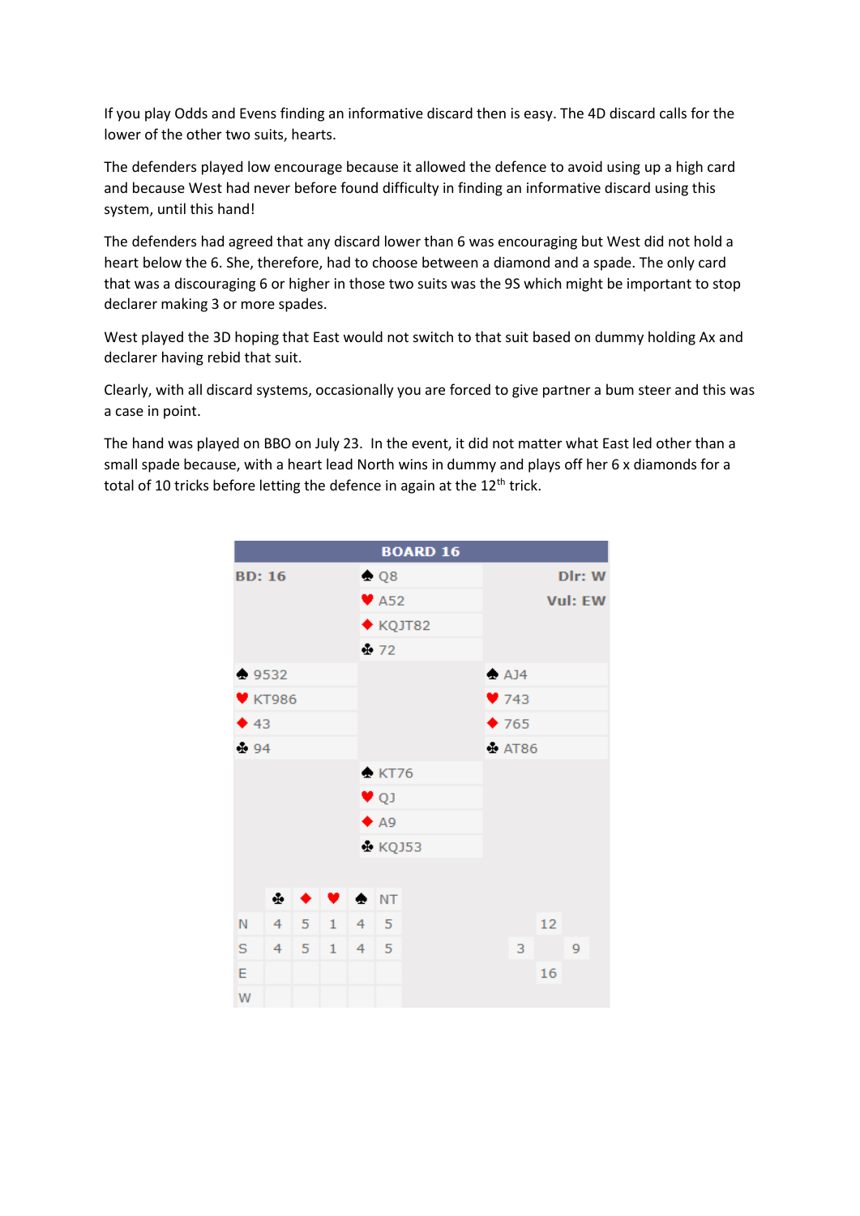If you play Odds and Evens finding an informative discard then is easy. The 4D discard calls for the lower of the other two suits, hearts.

The defenders played low encourage because it allowed the defence to avoid using up a high card and because West had never before found difficulty in finding an informative discard using this system, until this hand!

The defenders had agreed that any discard lower than 6 was encouraging but West did not hold a heart below the 6. She, therefore, had to choose between a diamond and a spade. The only card that was a discouraging 6 or higher in those two suits was the 9S which might be important to stop declarer making 3 or more spades.

West played the 3D hoping that East would not switch to that suit based on dummy holding Ax and declarer having rebid that suit.

Clearly, with all discard systems, occasionally you are forced to give partner a bum steer and this was a case in point.

The hand was played on BBO on July 23. In the event, it did not matter what East led other than a small spade because, with a heart lead North wins in dummy and plays off her 6 x diamonds for a total of 10 tricks before letting the defence in again at the 12th trick.

**BOARD 16**

| | | |
|---|---|---|
| BD: 16 | ♠ Q8 | Dlr: W |
| | ♥ A52 | Vul: EW |
| | ♦ KQJT82 | |
| | ♣ 72 | |
| ♠ 9532 | | ♠ AJ4 |
| ♥ KT986 | | ♥ 743 |
| ♦ 43 | | ♦ 765 |
| ♣ 94 | | ♣ AT86 |
| | ♠ KT76 | |
| | ♥ QJ | |
| | ♦ A9 | |
| | ♣ KQJ53 | |

| | ♣ | ♦ | ♥ | ♠ | NT |
|---|---|---|---|---|---|
| N | 4 | 5 | 1 | 4 | 5 |
| S | 4 | 5 | 1 | 4 | 5 |
| E | | | | | |
| W | | | | | |

| | | |
|---|---|---|
| | 12 | |
| 3 | | 9 |
| | 16 | |